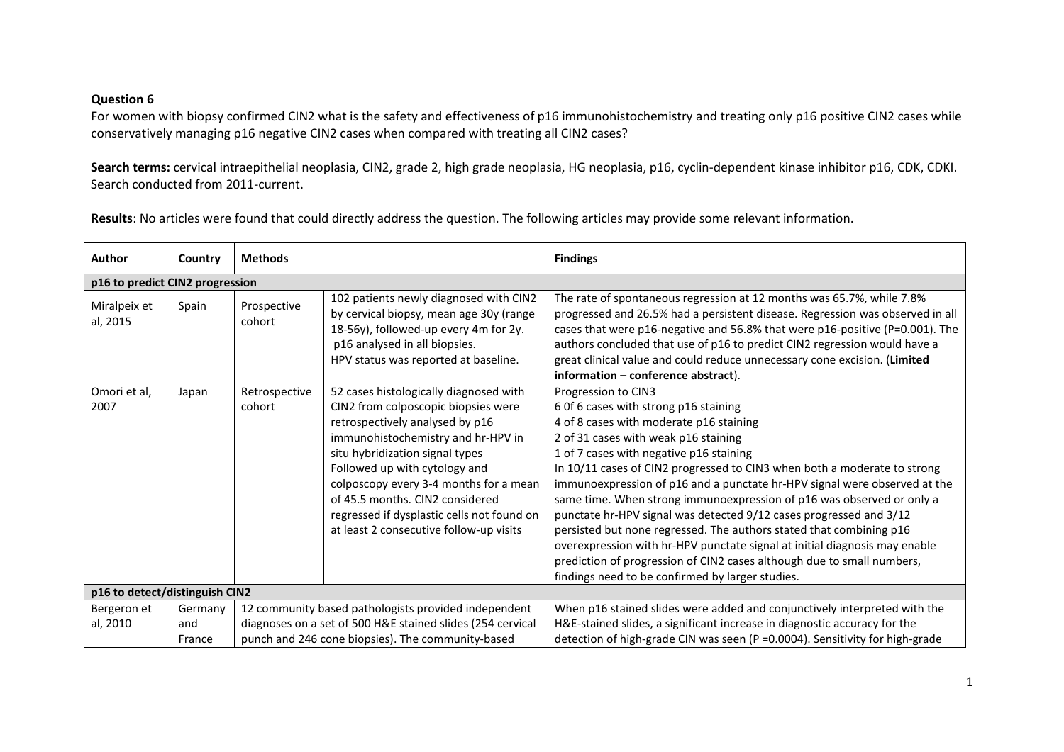**Question 6**

For women with biopsy confirmed CIN2 what is the safety and effectiveness of p16 immunohistochemistry and treating only p16 positive CIN2 cases while conservatively managing p16 negative CIN2 cases when compared with treating all CIN2 cases?

**Search terms:** cervical intraepithelial neoplasia, CIN2, grade 2, high grade neoplasia, HG neoplasia, p16, cyclin-dependent kinase inhibitor p16, CDK, CDKI. Search conducted from 2011-current.

**Results**: No articles were found that could directly address the question. The following articles may provide some relevant information.

| Author | Country | Methods | | Findings |
|---|---|---|---|---|
| **p16 to predict CIN2 progression** | | | | |
| Miralpeix et al, 2015 | Spain | Prospective cohort | 102 patients newly diagnosed with CIN2 by cervical biopsy, mean age 30y (range 18-56y), followed-up every 4m for 2y. p16 analysed in all biopsies. HPV status was reported at baseline. | The rate of spontaneous regression at 12 months was 65.7%, while 7.8% progressed and 26.5% had a persistent disease. Regression was observed in all cases that were p16-negative and 56.8% that were p16-positive (P=0.001). The authors concluded that use of p16 to predict CIN2 regression would have a great clinical value and could reduce unnecessary cone excision. (**Limited information – conference abstract**). |
| Omori et al, 2007 | Japan | Retrospective cohort | 52 cases histologically diagnosed with CIN2 from colposcopic biopsies were retrospectively analysed by p16 immunohistochemistry and hr-HPV in situ hybridization signal types. Followed up with cytology and colposcopy every 3-4 months for a mean of 45.5 months. CIN2 considered regressed if dysplastic cells not found on at least 2 consecutive follow-up visits | Progression to CIN3<br>6 0f 6 cases with strong p16 staining<br>4 of 8 cases with moderate p16 staining<br>2 of 31 cases with weak p16 staining<br>1 of 7 cases with negative p16 staining<br>In 10/11 cases of CIN2 progressed to CIN3 when both a moderate to strong immunoexpression of p16 and a punctate hr-HPV signal were observed at the same time. When strong immunoexpression of p16 was observed or only a punctate hr-HPV signal was detected 9/12 cases progressed and 3/12 persisted but none regressed. The authors stated that combining p16 overexpression with hr-HPV punctate signal at initial diagnosis may enable prediction of progression of CIN2 cases although due to small numbers, findings need to be confirmed by larger studies. |
| **p16 to detect/distinguish CIN2** | | | | |
| Bergeron et al, 2010 | Germany and France | 12 community based pathologists provided independent diagnoses on a set of 500 H&E stained slides (254 cervical punch and 246 cone biopsies). The community-based | | When p16 stained slides were added and conjunctively interpreted with the H&E-stained slides, a significant increase in diagnostic accuracy for the detection of high-grade CIN was seen (P =0.0004). Sensitivity for high-grade |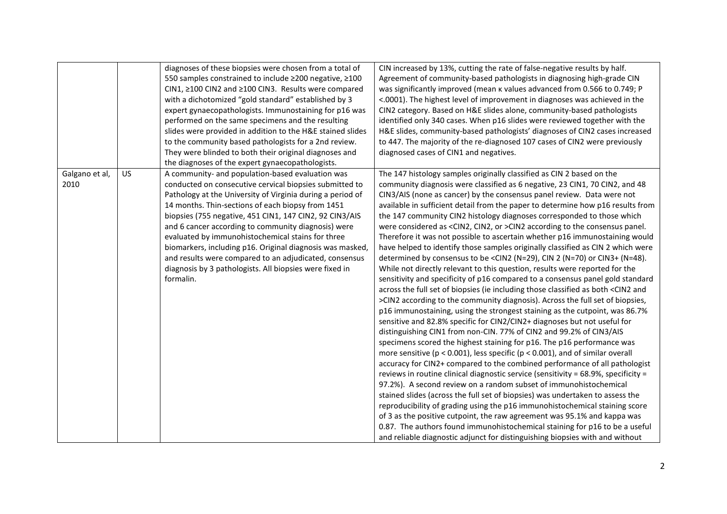| | | | |
|---|---|---|---|
| | | diagnoses of these biopsies were chosen from a total of 550 samples constrained to include ≥200 negative, ≥100 CIN1, ≥100 CIN2 and ≥100 CIN3. Results were compared with a dichotomized "gold standard" established by 3 expert gynaecopathologists. Immunostaining for p16 was performed on the same specimens and the resulting slides were provided in addition to the H&E stained slides to the community based pathologists for a 2nd review. They were blinded to both their original diagnoses and the diagnoses of the expert gynaecopathologists. | CIN increased by 13%, cutting the rate of false-negative results by half. Agreement of community-based pathologists in diagnosing high-grade CIN was significantly improved (mean κ values advanced from 0.566 to 0.749; P <.0001). The highest level of improvement in diagnoses was achieved in the CIN2 category. Based on H&E slides alone, community-based pathologists identified only 340 cases. When p16 slides were reviewed together with the H&E slides, community-based pathologists' diagnoses of CIN2 cases increased to 447. The majority of the re-diagnosed 107 cases of CIN2 were previously diagnosed cases of CIN1 and negatives. |
| Galgano et al, 2010 | US | A community- and population-based evaluation was conducted on consecutive cervical biopsies submitted to Pathology at the University of Virginia during a period of 14 months. Thin-sections of each biopsy from 1451 biopsies (755 negative, 451 CIN1, 147 CIN2, 92 CIN3/AIS and 6 cancer according to community diagnosis) were evaluated by immunohistochemical stains for three biomarkers, including p16. Original diagnosis was masked, and results were compared to an adjudicated, consensus diagnosis by 3 pathologists. All biopsies were fixed in formalin. | The 147 histology samples originally classified as CIN 2 based on the community diagnosis were classified as 6 negative, 23 CIN1, 70 CIN2, and 48 CIN3/AIS (none as cancer) by the consensus panel review. Data were not available in sufficient detail from the paper to determine how p16 results from the 147 community CIN2 histology diagnoses corresponded to those which were considered as <CIN2, CIN2, or >CIN2 according to the consensus panel. Therefore it was not possible to ascertain whether p16 immunostaining would have helped to identify those samples originally classified as CIN 2 which were determined by consensus to be <CIN2 (N=29), CIN 2 (N=70) or CIN3+ (N=48). While not directly relevant to this question, results were reported for the sensitivity and specificity of p16 compared to a consensus panel gold standard across the full set of biopsies (ie including those classified as both <CIN2 and >CIN2 according to the community diagnosis). Across the full set of biopsies, p16 immunostaining, using the strongest staining as the cutpoint, was 86.7% sensitive and 82.8% specific for CIN2/CIN2+ diagnoses but not useful for distinguishing CIN1 from non-CIN. 77% of CIN2 and 99.2% of CIN3/AIS specimens scored the highest staining for p16. The p16 performance was more sensitive ($p < 0.001$), less specific ($p < 0.001$), and of similar overall accuracy for CIN2+ compared to the combined performance of all pathologist reviews in routine clinical diagnostic service (sensitivity = 68.9%, specificity = 97.2%). A second review on a random subset of immunohistochemical stained slides (across the full set of biopsies) was undertaken to assess the reproducibility of grading using the p16 immunohistochemical staining score of 3 as the positive cutpoint, the raw agreement was 95.1% and kappa was 0.87. The authors found immunohistochemical staining for p16 to be a useful and reliable diagnostic adjunct for distinguishing biopsies with and without |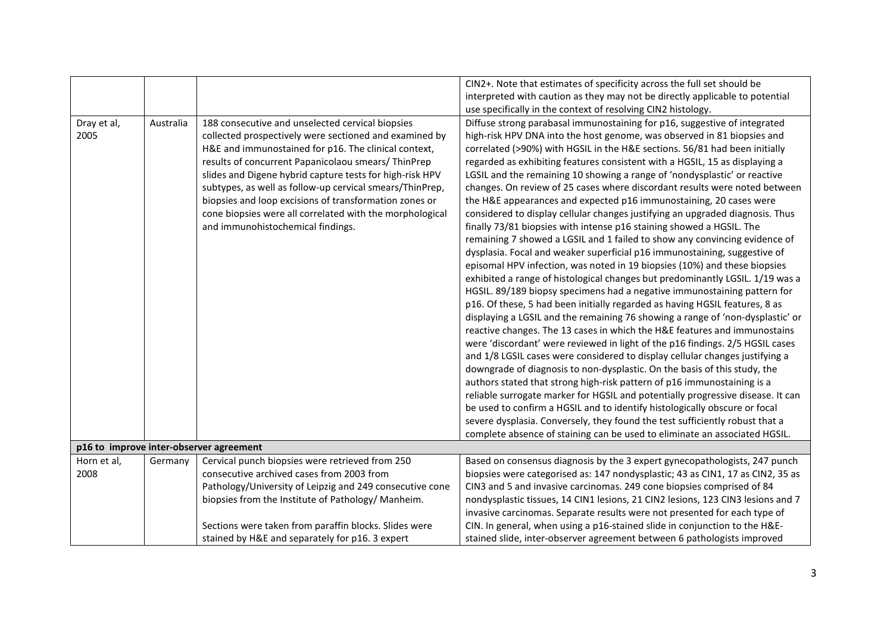| | | | |
|---|---|---|---|
| | | | CIN2+. Note that estimates of specificity across the full set should be interpreted with caution as they may not be directly applicable to potential use specifically in the context of resolving CIN2 histology. |
| Dray et al, 2005 | Australia | 188 consecutive and unselected cervical biopsies collected prospectively were sectioned and examined by H&E and immunostained for p16. The clinical context, results of concurrent Papanicolaou smears/ ThinPrep slides and Digene hybrid capture tests for high-risk HPV subtypes, as well as follow-up cervical smears/ThinPrep, biopsies and loop excisions of transformation zones or cone biopsies were all correlated with the morphological and immunohistochemical findings. | Diffuse strong parabasal immunostaining for p16, suggestive of integrated high-risk HPV DNA into the host genome, was observed in 81 biopsies and correlated (>90%) with HGSIL in the H&E sections. 56/81 had been initially regarded as exhibiting features consistent with a HGSIL, 15 as displaying a LGSIL and the remaining 10 showing a range of 'nondysplastic' or reactive changes. On review of 25 cases where discordant results were noted between the H&E appearances and expected p16 immunostaining, 20 cases were considered to display cellular changes justifying an upgraded diagnosis. Thus finally 73/81 biopsies with intense p16 staining showed a HGSIL. The remaining 7 showed a LGSIL and 1 failed to show any convincing evidence of dysplasia. Focal and weaker superficial p16 immunostaining, suggestive of episomal HPV infection, was noted in 19 biopsies (10%) and these biopsies exhibited a range of histological changes but predominantly LGSIL. 1/19 was a HGSIL. 89/189 biopsy specimens had a negative immunostaining pattern for p16. Of these, 5 had been initially regarded as having HGSIL features, 8 as displaying a LGSIL and the remaining 76 showing a range of 'non-dysplastic' or reactive changes. The 13 cases in which the H&E features and immunostains were 'discordant' were reviewed in light of the p16 findings. 2/5 HGSIL cases and 1/8 LGSIL cases were considered to display cellular changes justifying a downgrade of diagnosis to non-dysplastic. On the basis of this study, the authors stated that strong high-risk pattern of p16 immunostaining is a reliable surrogate marker for HGSIL and potentially progressive disease. It can be used to confirm a HGSIL and to identify histologically obscure or focal severe dysplasia. Conversely, they found the test sufficiently robust that a complete absence of staining can be used to eliminate an associated HGSIL. |
| **p16 to improve inter-observer agreement** | | | |
| Horn et al, 2008 | Germany | Cervical punch biopsies were retrieved from 250 consecutive archived cases from 2003 from Pathology/University of Leipzig and 249 consecutive cone biopsies from the Institute of Pathology/ Manheim.<br><br>Sections were taken from paraffin blocks. Slides were stained by H&E and separately for p16. 3 expert | Based on consensus diagnosis by the 3 expert gynecopathologists, 247 punch biopsies were categorised as: 147 nondysplastic; 43 as CIN1, 17 as CIN2, 35 as CIN3 and 5 and invasive carcinomas. 249 cone biopsies comprised of 84 nondysplastic tissues, 14 CIN1 lesions, 21 CIN2 lesions, 123 CIN3 lesions and 7 invasive carcinomas. Separate results were not presented for each type of CIN. In general, when using a p16-stained slide in conjunction to the H&E-stained slide, inter-observer agreement between 6 pathologists improved |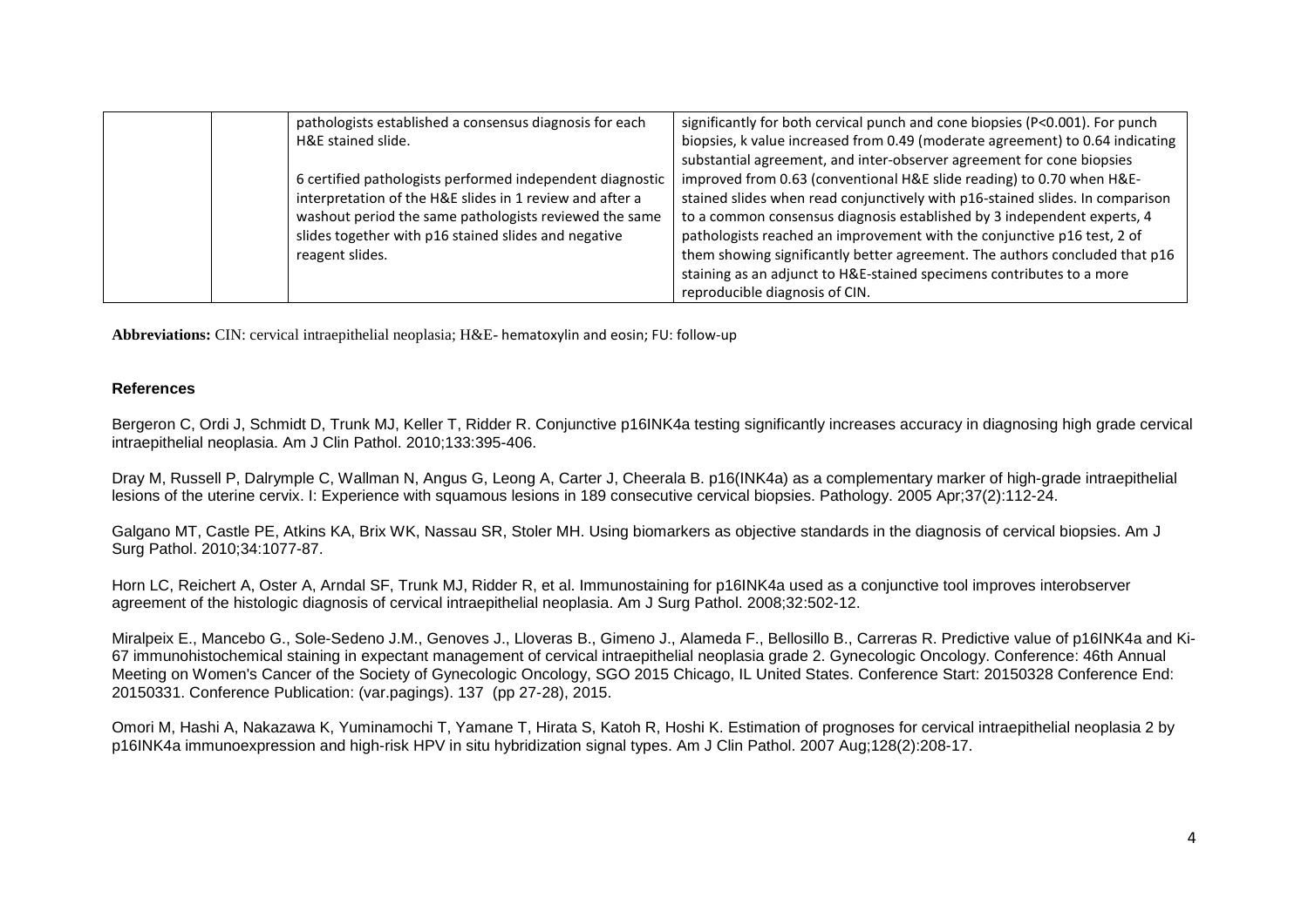| | | | |
|---|---|---|---|
| | | pathologists established a consensus diagnosis for each H&E stained slide.<br><br>6 certified pathologists performed independent diagnostic interpretation of the H&E slides in 1 review and after a washout period the same pathologists reviewed the same slides together with p16 stained slides and negative reagent slides. | significantly for both cervical punch and cone biopsies (P<0.001). For punch biopsies, k value increased from 0.49 (moderate agreement) to 0.64 indicating substantial agreement, and inter-observer agreement for cone biopsies improved from 0.63 (conventional H&E slide reading) to 0.70 when H&E-stained slides when read conjunctively with p16-stained slides. In comparison to a common consensus diagnosis established by 3 independent experts, 4 pathologists reached an improvement with the conjunctive p16 test, 2 of them showing significantly better agreement. The authors concluded that p16 staining as an adjunct to H&E-stained specimens contributes to a more reproducible diagnosis of CIN. |

**Abbreviations:** CIN: cervical intraepithelial neoplasia; H&E- hematoxylin and eosin; FU: follow-up

## References

Bergeron C, Ordi J, Schmidt D, Trunk MJ, Keller T, Ridder R. Conjunctive p16INK4a testing significantly increases accuracy in diagnosing high grade cervical intraepithelial neoplasia. Am J Clin Pathol. 2010;133:395-406.

Dray M, Russell P, Dalrymple C, Wallman N, Angus G, Leong A, Carter J, Cheerala B. p16(INK4a) as a complementary marker of high-grade intraepithelial lesions of the uterine cervix. I: Experience with squamous lesions in 189 consecutive cervical biopsies. Pathology. 2005 Apr;37(2):112-24.

Galgano MT, Castle PE, Atkins KA, Brix WK, Nassau SR, Stoler MH. Using biomarkers as objective standards in the diagnosis of cervical biopsies. Am J Surg Pathol. 2010;34:1077-87.

Horn LC, Reichert A, Oster A, Arndal SF, Trunk MJ, Ridder R, et al. Immunostaining for p16INK4a used as a conjunctive tool improves interobserver agreement of the histologic diagnosis of cervical intraepithelial neoplasia. Am J Surg Pathol. 2008;32:502-12.

Miralpeix E., Mancebo G., Sole-Sedeno J.M., Genoves J., Lloveras B., Gimeno J., Alameda F., Bellosillo B., Carreras R. Predictive value of p16INK4a and Ki-67 immunohistochemical staining in expectant management of cervical intraepithelial neoplasia grade 2. Gynecologic Oncology. Conference: 46th Annual Meeting on Women's Cancer of the Society of Gynecologic Oncology, SGO 2015 Chicago, IL United States. Conference Start: 20150328 Conference End: 20150331. Conference Publication: (var.pagings). 137 (pp 27-28), 2015.

Omori M, Hashi A, Nakazawa K, Yuminamochi T, Yamane T, Hirata S, Katoh R, Hoshi K. Estimation of prognoses for cervical intraepithelial neoplasia 2 by p16INK4a immunoexpression and high-risk HPV in situ hybridization signal types. Am J Clin Pathol. 2007 Aug;128(2):208-17.